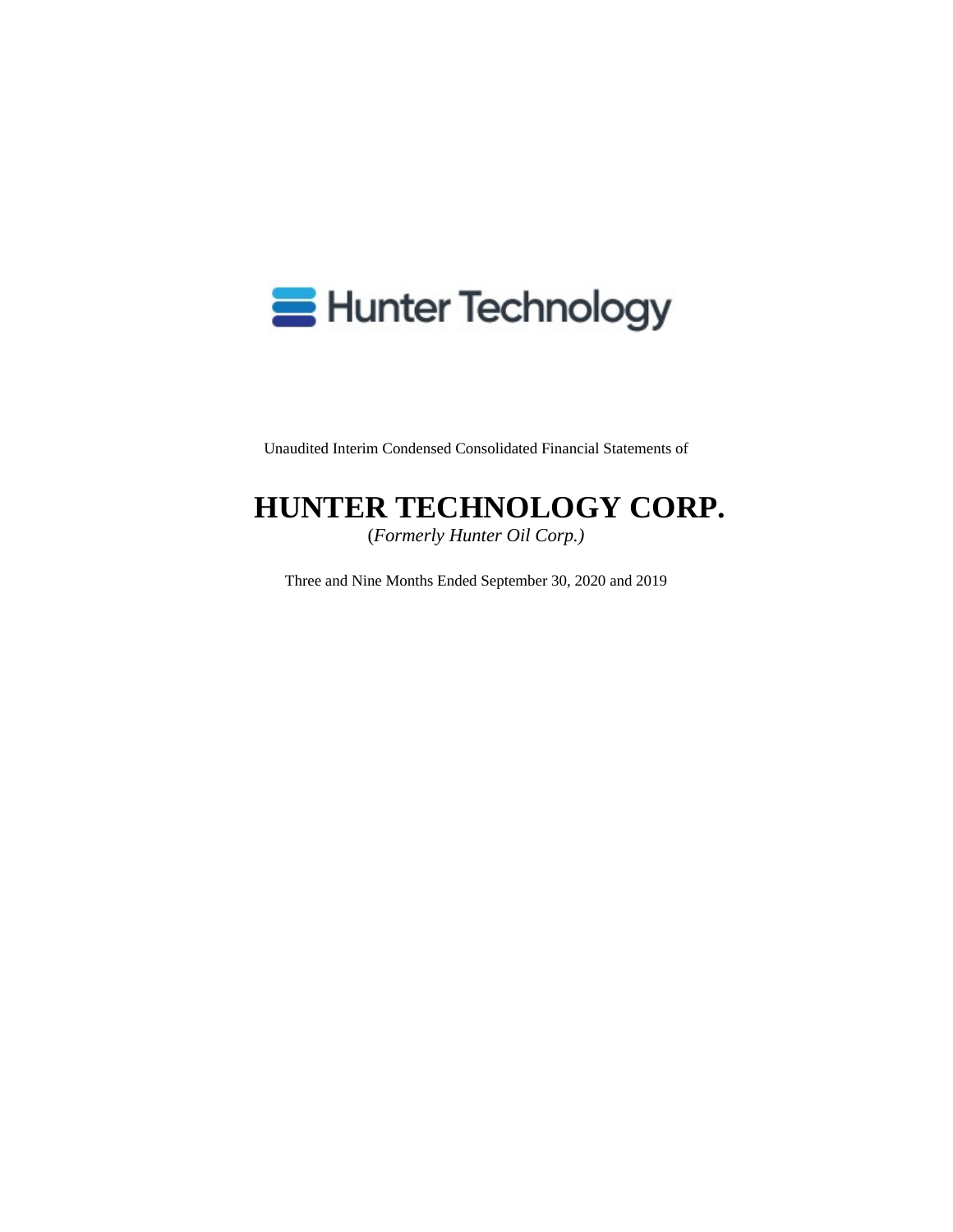Hunter Technology

Unaudited Interim Condensed Consolidated Financial Statements of

# HUNTER TECHNOLOGY CORP.

(*Formerly Hunter Oil Corp.)*

Three and Nine Months Ended September 30, 2020 and 2019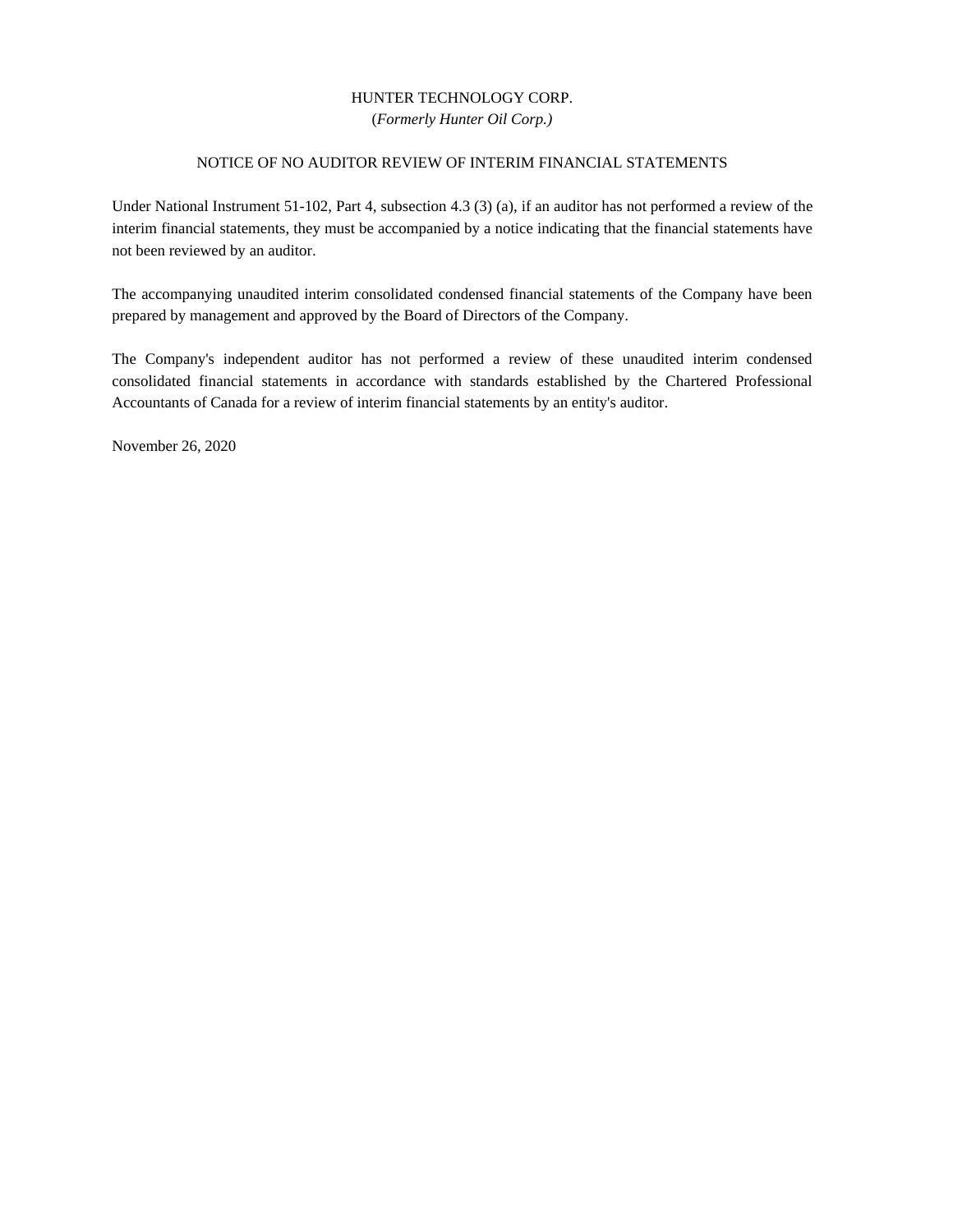HUNTER TECHNOLOGY CORP.

(*Formerly Hunter Oil Corp.)*

NOTICE OF NO AUDITOR REVIEW OF INTERIM FINANCIAL STATEMENTS

Under National Instrument 51-102, Part 4, subsection 4.3 (3) (a), if an auditor has not performed a review of the interim financial statements, they must be accompanied by a notice indicating that the financial statements have not been reviewed by an auditor.

The accompanying unaudited interim consolidated condensed financial statements of the Company have been prepared by management and approved by the Board of Directors of the Company.

The Company's independent auditor has not performed a review of these unaudited interim condensed consolidated financial statements in accordance with standards established by the Chartered Professional Accountants of Canada for a review of interim financial statements by an entity's auditor.

November 26, 2020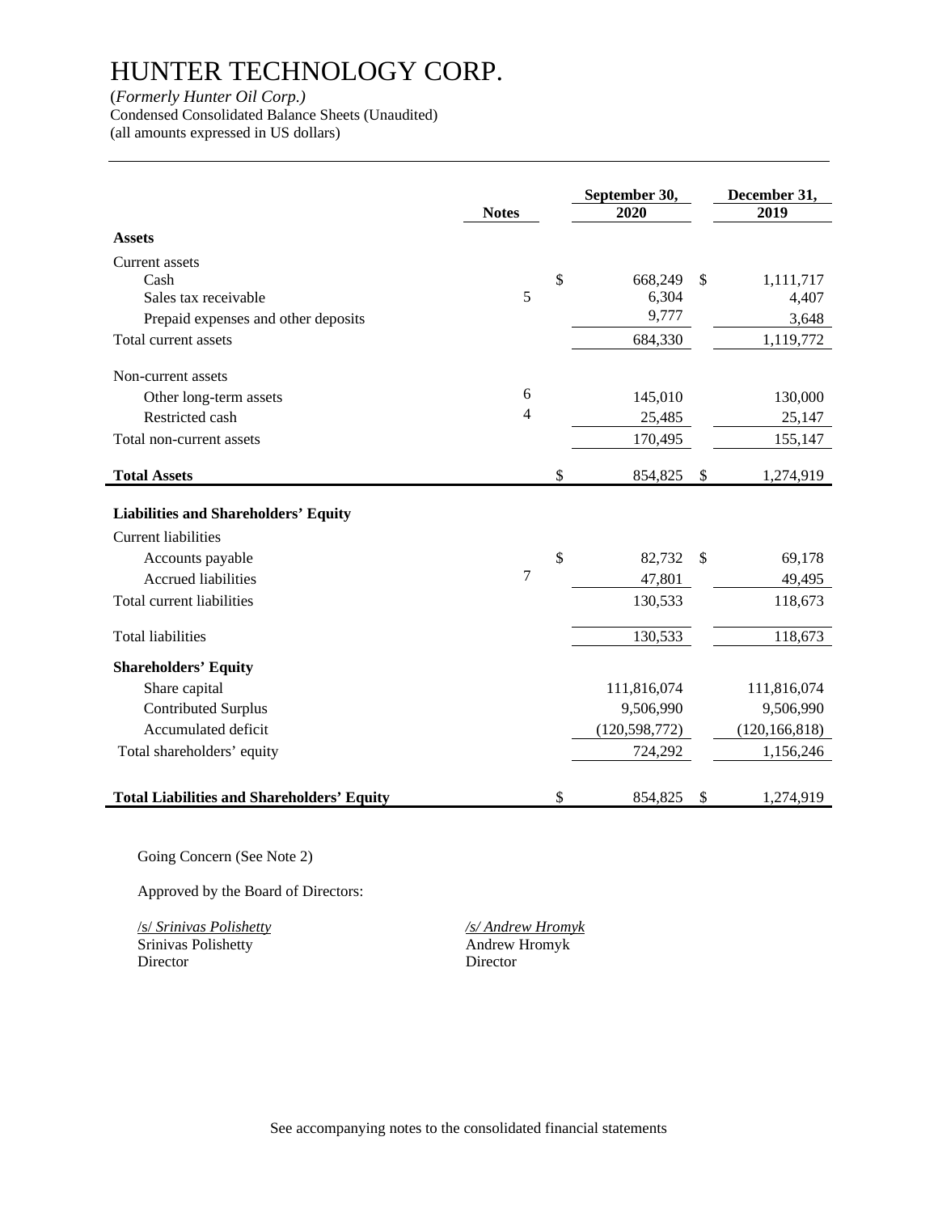# HUNTER TECHNOLOGY CORP.

(*Formerly Hunter Oil Corp.)*
Condensed Consolidated Balance Sheets (Unaudited)
(all amounts expressed in US dollars)

| | Notes | September 30, 2020 | December 31, 2019 |
|---|---|---|---|
| **Assets** | | | |
| Current assets | | | |
| Cash | | $ 668,249 | $ 1,111,717 |
| Sales tax receivable | 5 | 6,304 | 4,407 |
| Prepaid expenses and other deposits | | 9,777 | 3,648 |
| Total current assets | | 684,330 | 1,119,772 |
| Non-current assets | | | |
| Other long-term assets | 6 | 145,010 | 130,000 |
| Restricted cash | 4 | 25,485 | 25,147 |
| Total non-current assets | | 170,495 | 155,147 |
| **Total Assets** | | $ 854,825 | $ 1,274,919 |
| **Liabilities and Shareholders' Equity** | | | |
| Current liabilities | | | |
| Accounts payable | | $ 82,732 | $ 69,178 |
| Accrued liabilities | 7 | 47,801 | 49,495 |
| Total current liabilities | | 130,533 | 118,673 |
| Total liabilities | | 130,533 | 118,673 |
| **Shareholders' Equity** | | | |
| Share capital | | 111,816,074 | 111,816,074 |
| Contributed Surplus | | 9,506,990 | 9,506,990 |
| Accumulated deficit | | (120,598,772) | (120,166,818) |
| Total shareholders' equity | | 724,292 | 1,156,246 |
| **Total Liabilities and Shareholders' Equity** | | $ 854,825 | $ 1,274,919 |

Going Concern (See Note 2)

Approved by the Board of Directors:

| | |
|---|---|
| /s/ *Srinivas Polishetty* | */s/ Andrew Hromyk* |
| Srinivas Polishetty | Andrew Hromyk |
| Director | Director |

See accompanying notes to the consolidated financial statements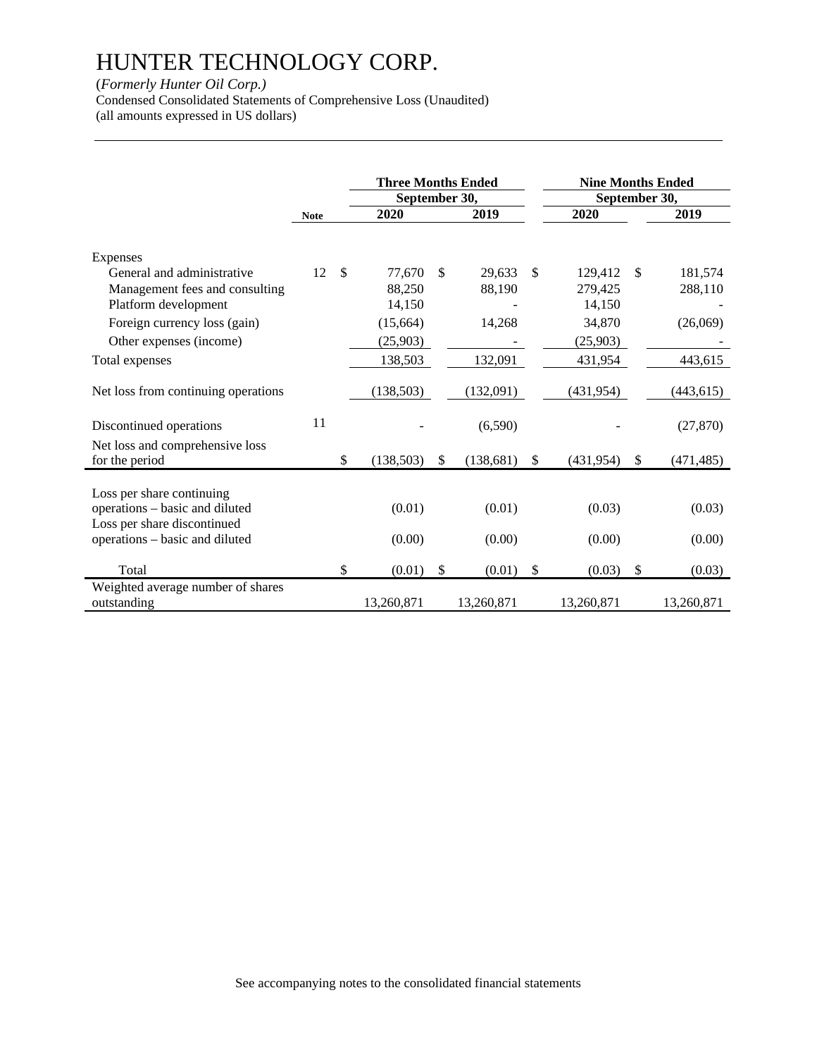# HUNTER TECHNOLOGY CORP.

(*Formerly Hunter Oil Corp.)*
Condensed Consolidated Statements of Comprehensive Loss (Unaudited)
(all amounts expressed in US dollars)

| | Note | Three Months Ended September 30, 2020 | Three Months Ended September 30, 2019 | Nine Months Ended September 30, 2020 | Nine Months Ended September 30, 2019 |
|---|---|---|---|---|---|
| Expenses | | | | | |
| General and administrative | 12 | $ 77,670 | $ 29,633 | $ 129,412 | $ 181,574 |
| Management fees and consulting | | 88,250 | 88,190 | 279,425 | 288,110 |
| Platform development | | 14,150 | - | 14,150 | - |
| Foreign currency loss (gain) | | (15,664) | 14,268 | 34,870 | (26,069) |
| Other expenses (income) | | (25,903) | - | (25,903) | - |
| Total expenses | | 138,503 | 132,091 | 431,954 | 443,615 |
| Net loss from continuing operations | | (138,503) | (132,091) | (431,954) | (443,615) |
| Discontinued operations | 11 | - | (6,590) | - | (27,870) |
| Net loss and comprehensive loss for the period | | $ (138,503) | $ (138,681) | $ (431,954) | $ (471,485) |
| Loss per share continuing operations – basic and diluted | | (0.01) | (0.01) | (0.03) | (0.03) |
| Loss per share discontinued operations – basic and diluted | | (0.00) | (0.00) | (0.00) | (0.00) |
| Total | | $ (0.01) | $ (0.01) | $ (0.03) | $ (0.03) |
| Weighted average number of shares outstanding | | 13,260,871 | 13,260,871 | 13,260,871 | 13,260,871 |

See accompanying notes to the consolidated financial statements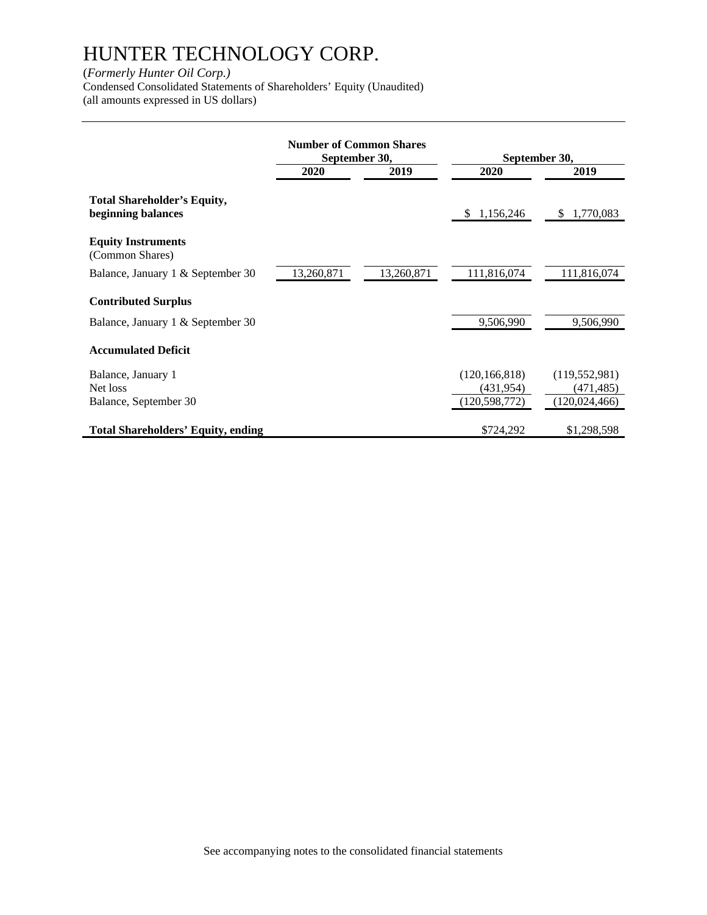# HUNTER TECHNOLOGY CORP.

(*Formerly Hunter Oil Corp.)*
Condensed Consolidated Statements of Shareholders' Equity (Unaudited)
(all amounts expressed in US dollars)

| | Number of Common Shares September 30, | | September 30, | |
|---|---|---|---|---|
| | **2020** | **2019** | **2020** | **2019** |
| **Total Shareholder's Equity, beginning balances** | | | $ 1,156,246 | $ 1,770,083 |
| **Equity Instruments** (Common Shares) | | | | |
| Balance, January 1 & September 30 | 13,260,871 | 13,260,871 | 111,816,074 | 111,816,074 |
| **Contributed Surplus** | | | | |
| Balance, January 1 & September 30 | | | 9,506,990 | 9,506,990 |
| **Accumulated Deficit** | | | | |
| Balance, January 1 | | | (120,166,818) | (119,552,981) |
| Net loss | | | (431,954) | (471,485) |
| Balance, September 30 | | | (120,598,772) | (120,024,466) |
| **Total Shareholders' Equity, ending** | | | $724,292 | $1,298,598 |

See accompanying notes to the consolidated financial statements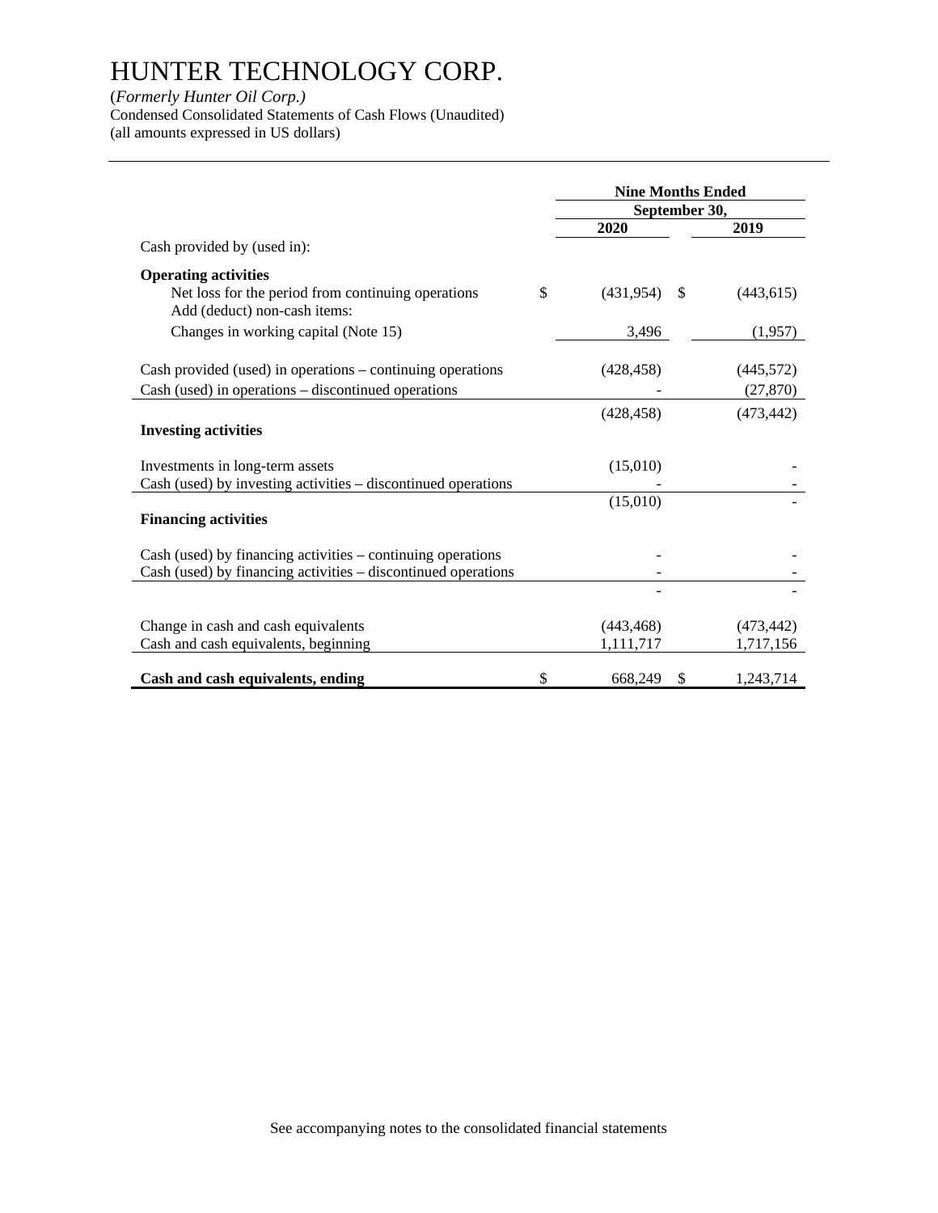# HUNTER TECHNOLOGY CORP.

(*Formerly Hunter Oil Corp.)*
Condensed Consolidated Statements of Cash Flows (Unaudited)
(all amounts expressed in US dollars)

| | Nine Months Ended September 30, | |
|---|---|---|
| | **2020** | **2019** |
| Cash provided by (used in): | | |
| **Operating activities** | | |
| Net loss for the period from continuing operations | $ (431,954) | $ (443,615) |
| Add (deduct) non-cash items: | | |
| Changes in working capital (Note 15) | 3,496 | (1,957) |
| Cash provided (used) in operations – continuing operations | (428,458) | (445,572) |
| Cash (used) in operations – discontinued operations | - | (27,870) |
| | (428,458) | (473,442) |
| **Investing activities** | | |
| Investments in long-term assets | (15,010) | - |
| Cash (used) by investing activities – discontinued operations | - | - |
| | (15,010) | - |
| **Financing activities** | | |
| Cash (used) by financing activities – continuing operations | - | - |
| Cash (used) by financing activities – discontinued operations | - | - |
| | - | - |
| Change in cash and cash equivalents | (443,468) | (473,442) |
| Cash and cash equivalents, beginning | 1,111,717 | 1,717,156 |
| **Cash and cash equivalents, ending** | $ 668,249 | $ 1,243,714 |

See accompanying notes to the consolidated financial statements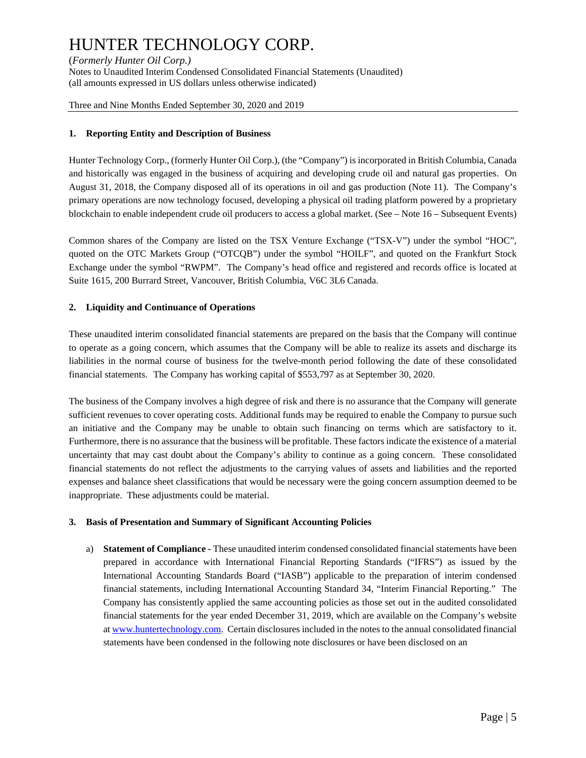## 1. Reporting Entity and Description of Business

Hunter Technology Corp., (formerly Hunter Oil Corp.), (the "Company") is incorporated in British Columbia, Canada and historically was engaged in the business of acquiring and developing crude oil and natural gas properties. On August 31, 2018, the Company disposed all of its operations in oil and gas production (Note 11). The Company's primary operations are now technology focused, developing a physical oil trading platform powered by a proprietary blockchain to enable independent crude oil producers to access a global market. (See – Note 16 – Subsequent Events)

Common shares of the Company are listed on the TSX Venture Exchange ("TSX-V") under the symbol "HOC", quoted on the OTC Markets Group ("OTCQB") under the symbol "HOILF", and quoted on the Frankfurt Stock Exchange under the symbol "RWPM". The Company's head office and registered and records office is located at Suite 1615, 200 Burrard Street, Vancouver, British Columbia, V6C 3L6 Canada.

## 2. Liquidity and Continuance of Operations

These unaudited interim consolidated financial statements are prepared on the basis that the Company will continue to operate as a going concern, which assumes that the Company will be able to realize its assets and discharge its liabilities in the normal course of business for the twelve-month period following the date of these consolidated financial statements. The Company has working capital of $553,797 as at September 30, 2020.

The business of the Company involves a high degree of risk and there is no assurance that the Company will generate sufficient revenues to cover operating costs. Additional funds may be required to enable the Company to pursue such an initiative and the Company may be unable to obtain such financing on terms which are satisfactory to it. Furthermore, there is no assurance that the business will be profitable. These factors indicate the existence of a material uncertainty that may cast doubt about the Company's ability to continue as a going concern. These consolidated financial statements do not reflect the adjustments to the carrying values of assets and liabilities and the reported expenses and balance sheet classifications that would be necessary were the going concern assumption deemed to be inappropriate. These adjustments could be material.

## 3. Basis of Presentation and Summary of Significant Accounting Policies

a) **Statement of Compliance -** These unaudited interim condensed consolidated financial statements have been prepared in accordance with International Financial Reporting Standards ("IFRS") as issued by the International Accounting Standards Board ("IASB") applicable to the preparation of interim condensed financial statements, including International Accounting Standard 34, "Interim Financial Reporting." The Company has consistently applied the same accounting policies as those set out in the audited consolidated financial statements for the year ended December 31, 2019, which are available on the Company's website at www.huntertechnology.com. Certain disclosures included in the notes to the annual consolidated financial statements have been condensed in the following note disclosures or have been disclosed on an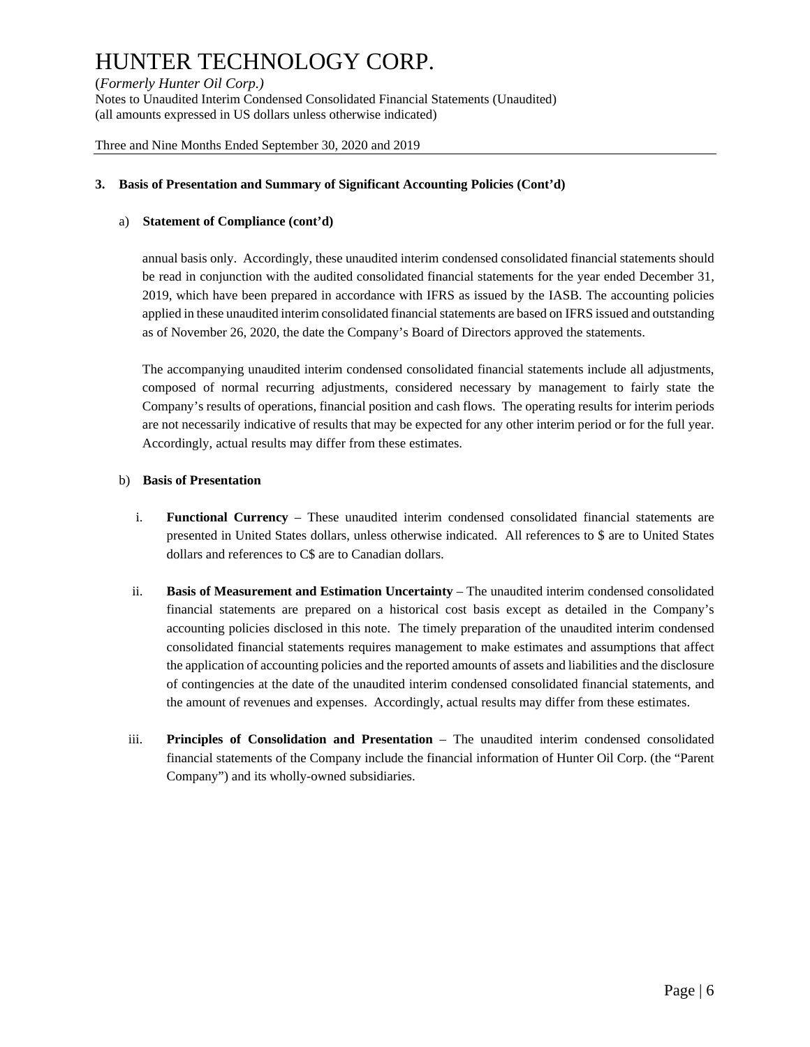### 3. Basis of Presentation and Summary of Significant Accounting Policies (Cont'd)

a) **Statement of Compliance (cont'd)**

annual basis only. Accordingly, these unaudited interim condensed consolidated financial statements should be read in conjunction with the audited consolidated financial statements for the year ended December 31, 2019, which have been prepared in accordance with IFRS as issued by the IASB. The accounting policies applied in these unaudited interim consolidated financial statements are based on IFRS issued and outstanding as of November 26, 2020, the date the Company's Board of Directors approved the statements.

The accompanying unaudited interim condensed consolidated financial statements include all adjustments, composed of normal recurring adjustments, considered necessary by management to fairly state the Company's results of operations, financial position and cash flows. The operating results for interim periods are not necessarily indicative of results that may be expected for any other interim period or for the full year. Accordingly, actual results may differ from these estimates.

b) **Basis of Presentation**

i. **Functional Currency** – These unaudited interim condensed consolidated financial statements are presented in United States dollars, unless otherwise indicated. All references to $ are to United States dollars and references to C$ are to Canadian dollars.

ii. **Basis of Measurement and Estimation Uncertainty** – The unaudited interim condensed consolidated financial statements are prepared on a historical cost basis except as detailed in the Company's accounting policies disclosed in this note. The timely preparation of the unaudited interim condensed consolidated financial statements requires management to make estimates and assumptions that affect the application of accounting policies and the reported amounts of assets and liabilities and the disclosure of contingencies at the date of the unaudited interim condensed consolidated financial statements, and the amount of revenues and expenses. Accordingly, actual results may differ from these estimates.

iii. **Principles of Consolidation and Presentation** – The unaudited interim condensed consolidated financial statements of the Company include the financial information of Hunter Oil Corp. (the "Parent Company") and its wholly-owned subsidiaries.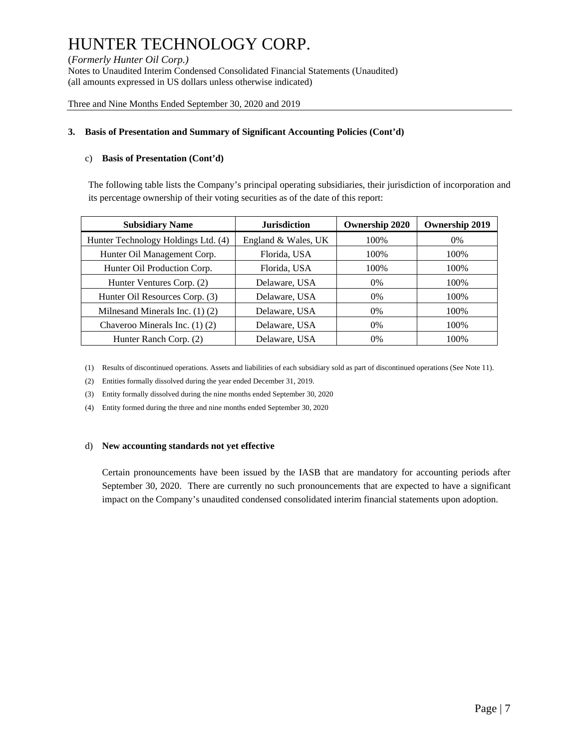### 3. Basis of Presentation and Summary of Significant Accounting Policies (Cont'd)

c) **Basis of Presentation (Cont'd)**

The following table lists the Company's principal operating subsidiaries, their jurisdiction of incorporation and its percentage ownership of their voting securities as of the date of this report:

| Subsidiary Name | Jurisdiction | Ownership 2020 | Ownership 2019 |
|---|---|---|---|
| Hunter Technology Holdings Ltd. (4) | England & Wales, UK | 100% | 0% |
| Hunter Oil Management Corp. | Florida, USA | 100% | 100% |
| Hunter Oil Production Corp. | Florida, USA | 100% | 100% |
| Hunter Ventures Corp. (2) | Delaware, USA | 0% | 100% |
| Hunter Oil Resources Corp. (3) | Delaware, USA | 0% | 100% |
| Milnesand Minerals Inc. (1) (2) | Delaware, USA | 0% | 100% |
| Chaveroo Minerals Inc. (1) (2) | Delaware, USA | 0% | 100% |
| Hunter Ranch Corp. (2) | Delaware, USA | 0% | 100% |

(1) Results of discontinued operations. Assets and liabilities of each subsidiary sold as part of discontinued operations (See Note 11).

(2) Entities formally dissolved during the year ended December 31, 2019.

(3) Entity formally dissolved during the nine months ended September 30, 2020

(4) Entity formed during the three and nine months ended September 30, 2020

d) **New accounting standards not yet effective**

Certain pronouncements have been issued by the IASB that are mandatory for accounting periods after September 30, 2020. There are currently no such pronouncements that are expected to have a significant impact on the Company's unaudited condensed consolidated interim financial statements upon adoption.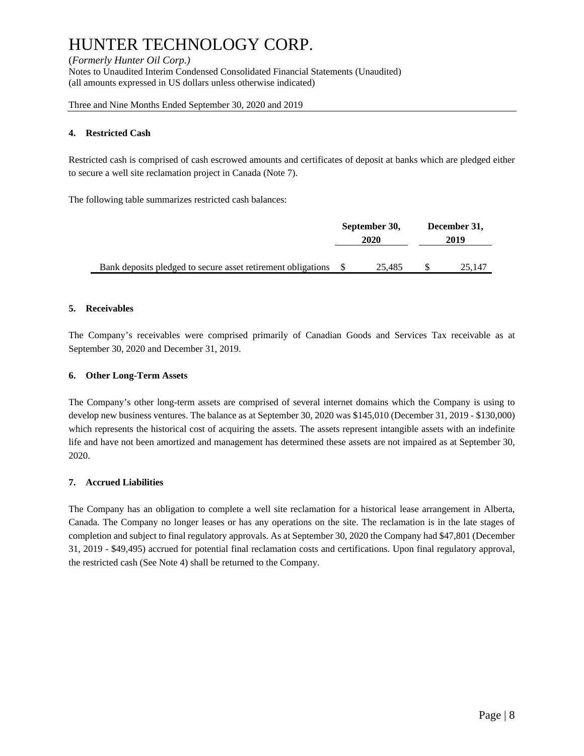### 4. Restricted Cash

Restricted cash is comprised of cash escrowed amounts and certificates of deposit at banks which are pledged either to secure a well site reclamation project in Canada (Note 7).

The following table summarizes restricted cash balances:

| | September 30, 2020 | December 31, 2019 |
|---|---|---|
| Bank deposits pledged to secure asset retirement obligations | $ 25,485 | $ 25,147 |

### 5. Receivables

The Company's receivables were comprised primarily of Canadian Goods and Services Tax receivable as at September 30, 2020 and December 31, 2019.

### 6. Other Long-Term Assets

The Company's other long-term assets are comprised of several internet domains which the Company is using to develop new business ventures. The balance as at September 30, 2020 was $145,010 (December 31, 2019 - $130,000) which represents the historical cost of acquiring the assets. The assets represent intangible assets with an indefinite life and have not been amortized and management has determined these assets are not impaired as at September 30, 2020.

### 7. Accrued Liabilities

The Company has an obligation to complete a well site reclamation for a historical lease arrangement in Alberta, Canada. The Company no longer leases or has any operations on the site. The reclamation is in the late stages of completion and subject to final regulatory approvals. As at September 30, 2020 the Company had $47,801 (December 31, 2019 - $49,495) accrued for potential final reclamation costs and certifications. Upon final regulatory approval, the restricted cash (See Note 4) shall be returned to the Company.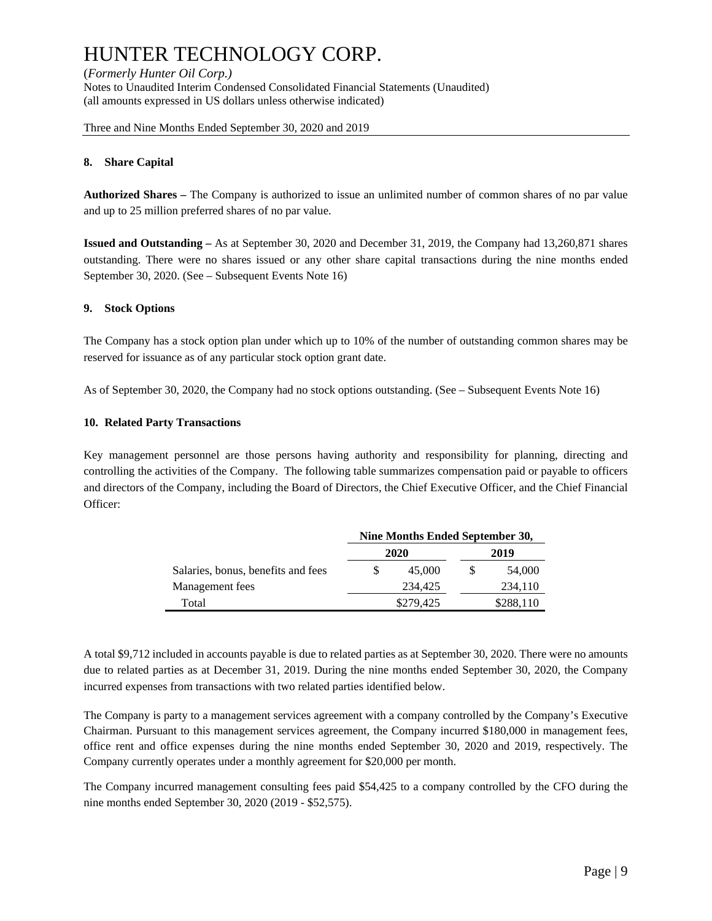## 8. Share Capital

**Authorized Shares –** The Company is authorized to issue an unlimited number of common shares of no par value and up to 25 million preferred shares of no par value.

**Issued and Outstanding –** As at September 30, 2020 and December 31, 2019, the Company had 13,260,871 shares outstanding. There were no shares issued or any other share capital transactions during the nine months ended September 30, 2020. (See – Subsequent Events Note 16)

## 9. Stock Options

The Company has a stock option plan under which up to 10% of the number of outstanding common shares may be reserved for issuance as of any particular stock option grant date.

As of September 30, 2020, the Company had no stock options outstanding. (See – Subsequent Events Note 16)

## 10. Related Party Transactions

Key management personnel are those persons having authority and responsibility for planning, directing and controlling the activities of the Company. The following table summarizes compensation paid or payable to officers and directors of the Company, including the Board of Directors, the Chief Executive Officer, and the Chief Financial Officer:

| | Nine Months Ended September 30, | |
|---|---|---|
| | 2020 | 2019 |
| Salaries, bonus, benefits and fees | $ 45,000 | $ 54,000 |
| Management fees | 234,425 | 234,110 |
| Total | $279,425 | $288,110 |

A total $9,712 included in accounts payable is due to related parties as at September 30, 2020. There were no amounts due to related parties as at December 31, 2019. During the nine months ended September 30, 2020, the Company incurred expenses from transactions with two related parties identified below.

The Company is party to a management services agreement with a company controlled by the Company's Executive Chairman. Pursuant to this management services agreement, the Company incurred $180,000 in management fees, office rent and office expenses during the nine months ended September 30, 2020 and 2019, respectively. The Company currently operates under a monthly agreement for $20,000 per month.

The Company incurred management consulting fees paid $54,425 to a company controlled by the CFO during the nine months ended September 30, 2020 (2019 - $52,575).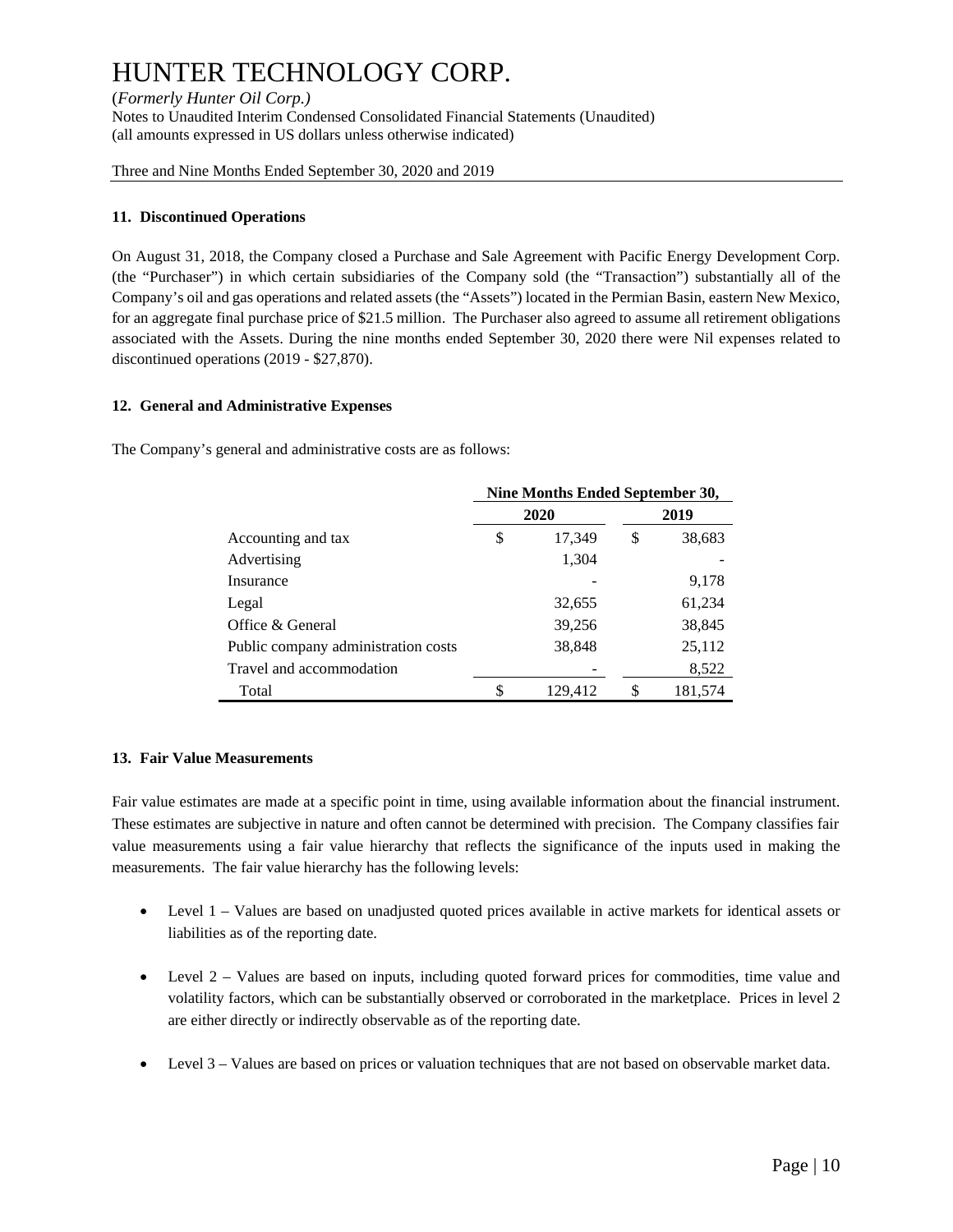### 11. Discontinued Operations

On August 31, 2018, the Company closed a Purchase and Sale Agreement with Pacific Energy Development Corp. (the "Purchaser") in which certain subsidiaries of the Company sold (the "Transaction") substantially all of the Company's oil and gas operations and related assets (the "Assets") located in the Permian Basin, eastern New Mexico, for an aggregate final purchase price of $21.5 million. The Purchaser also agreed to assume all retirement obligations associated with the Assets. During the nine months ended September 30, 2020 there were Nil expenses related to discontinued operations (2019 - $27,870).

### 12. General and Administrative Expenses

The Company's general and administrative costs are as follows:

| | Nine Months Ended September 30, | |
|---|---|---|
| | **2020** | **2019** |
| Accounting and tax | $ 17,349 | $ 38,683 |
| Advertising | 1,304 | - |
| Insurance | - | 9,178 |
| Legal | 32,655 | 61,234 |
| Office & General | 39,256 | 38,845 |
| Public company administration costs | 38,848 | 25,112 |
| Travel and accommodation | - | 8,522 |
| Total | $ 129,412 | $ 181,574 |

### 13. Fair Value Measurements

Fair value estimates are made at a specific point in time, using available information about the financial instrument. These estimates are subjective in nature and often cannot be determined with precision. The Company classifies fair value measurements using a fair value hierarchy that reflects the significance of the inputs used in making the measurements. The fair value hierarchy has the following levels:

- Level 1 – Values are based on unadjusted quoted prices available in active markets for identical assets or liabilities as of the reporting date.
- Level 2 – Values are based on inputs, including quoted forward prices for commodities, time value and volatility factors, which can be substantially observed or corroborated in the marketplace. Prices in level 2 are either directly or indirectly observable as of the reporting date.
- Level 3 – Values are based on prices or valuation techniques that are not based on observable market data.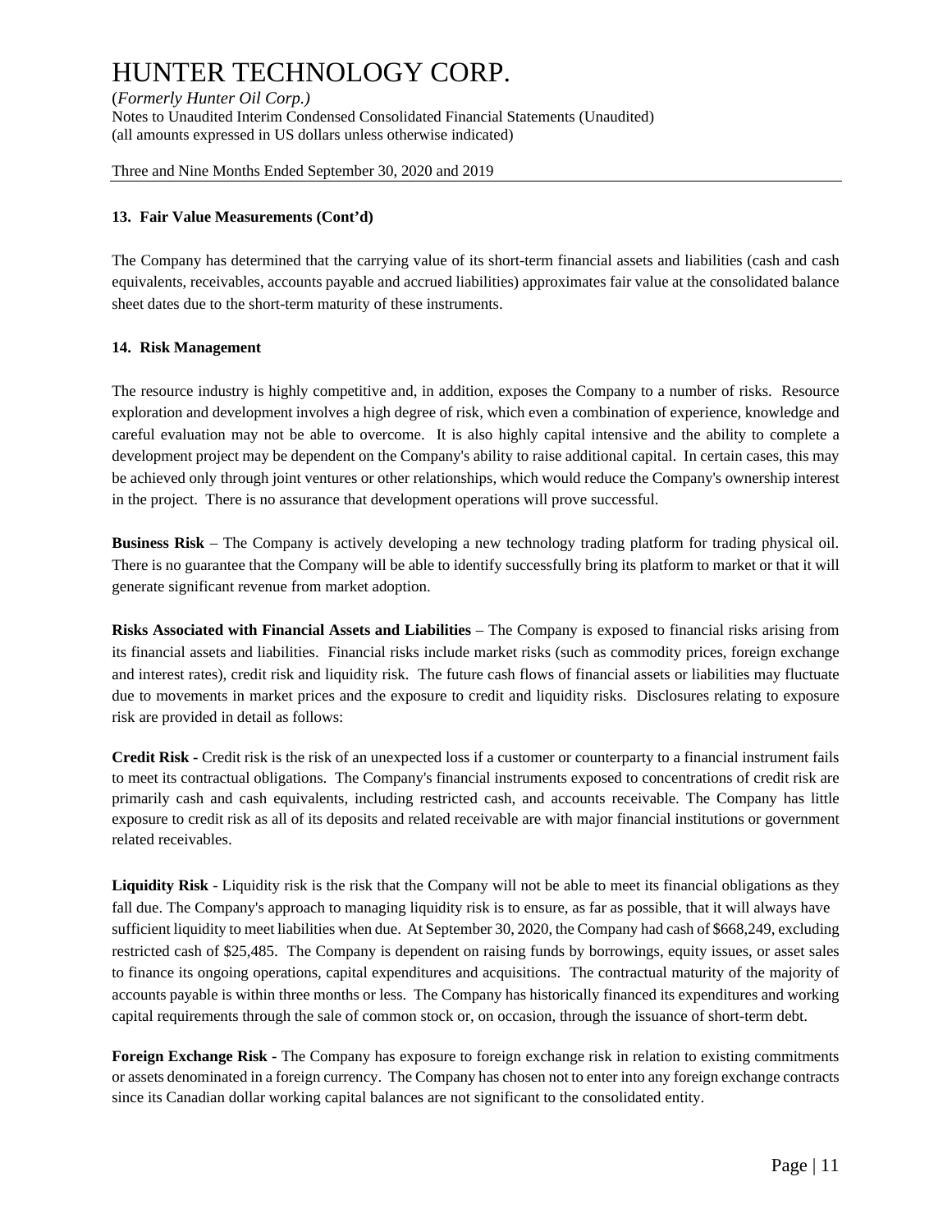### 13. Fair Value Measurements (Cont'd)

The Company has determined that the carrying value of its short-term financial assets and liabilities (cash and cash equivalents, receivables, accounts payable and accrued liabilities) approximates fair value at the consolidated balance sheet dates due to the short-term maturity of these instruments.

### 14. Risk Management

The resource industry is highly competitive and, in addition, exposes the Company to a number of risks. Resource exploration and development involves a high degree of risk, which even a combination of experience, knowledge and careful evaluation may not be able to overcome. It is also highly capital intensive and the ability to complete a development project may be dependent on the Company's ability to raise additional capital. In certain cases, this may be achieved only through joint ventures or other relationships, which would reduce the Company's ownership interest in the project. There is no assurance that development operations will prove successful.

**Business Risk** – The Company is actively developing a new technology trading platform for trading physical oil. There is no guarantee that the Company will be able to identify successfully bring its platform to market or that it will generate significant revenue from market adoption.

**Risks Associated with Financial Assets and Liabilities** – The Company is exposed to financial risks arising from its financial assets and liabilities. Financial risks include market risks (such as commodity prices, foreign exchange and interest rates), credit risk and liquidity risk. The future cash flows of financial assets or liabilities may fluctuate due to movements in market prices and the exposure to credit and liquidity risks. Disclosures relating to exposure risk are provided in detail as follows:

**Credit Risk -** Credit risk is the risk of an unexpected loss if a customer or counterparty to a financial instrument fails to meet its contractual obligations. The Company's financial instruments exposed to concentrations of credit risk are primarily cash and cash equivalents, including restricted cash, and accounts receivable. The Company has little exposure to credit risk as all of its deposits and related receivable are with major financial institutions or government related receivables.

**Liquidity Risk** - Liquidity risk is the risk that the Company will not be able to meet its financial obligations as they fall due. The Company's approach to managing liquidity risk is to ensure, as far as possible, that it will always have sufficient liquidity to meet liabilities when due. At September 30, 2020, the Company had cash of $668,249, excluding restricted cash of $25,485. The Company is dependent on raising funds by borrowings, equity issues, or asset sales to finance its ongoing operations, capital expenditures and acquisitions. The contractual maturity of the majority of accounts payable is within three months or less. The Company has historically financed its expenditures and working capital requirements through the sale of common stock or, on occasion, through the issuance of short-term debt.

**Foreign Exchange Risk -** The Company has exposure to foreign exchange risk in relation to existing commitments or assets denominated in a foreign currency. The Company has chosen not to enter into any foreign exchange contracts since its Canadian dollar working capital balances are not significant to the consolidated entity.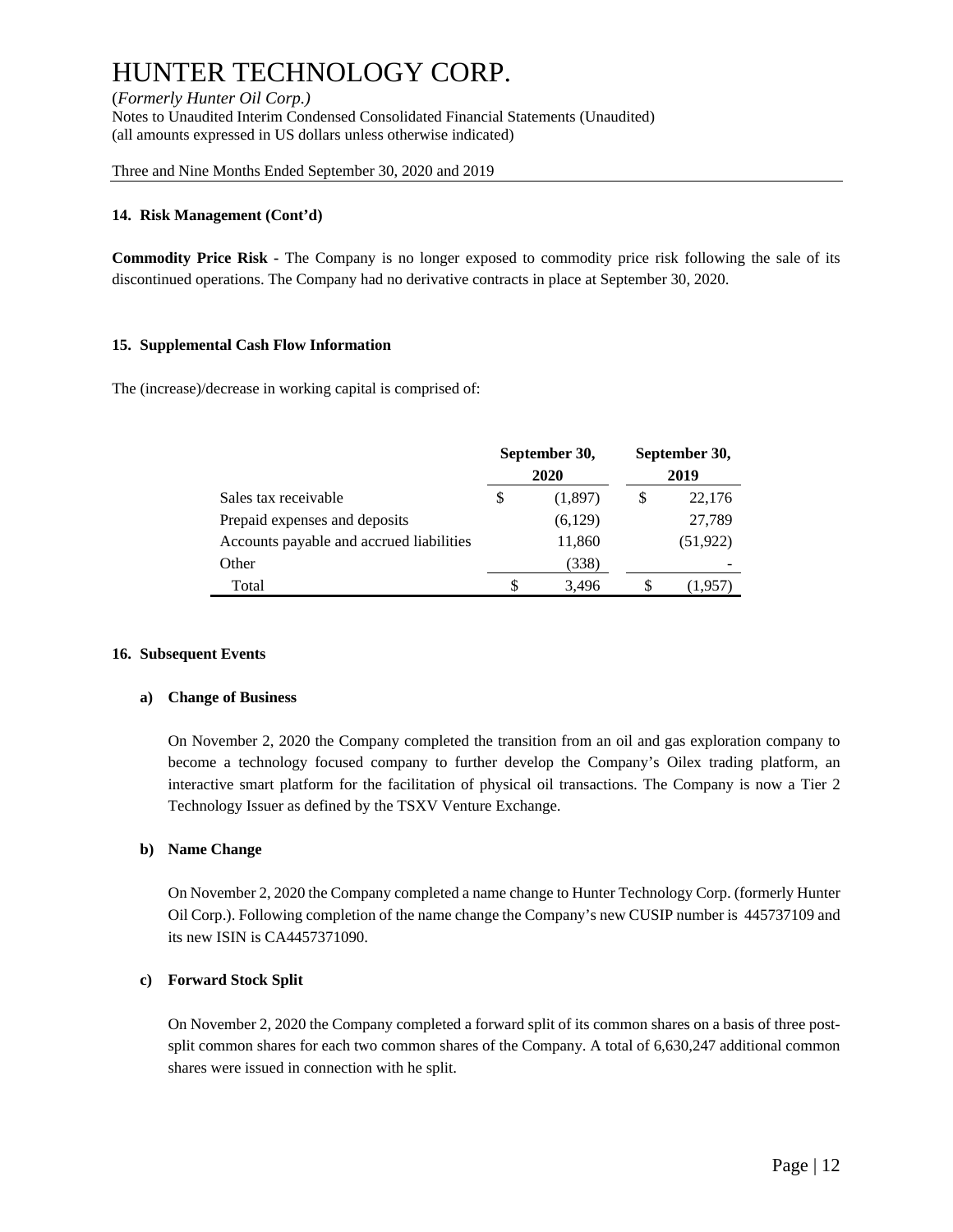### 14. Risk Management (Cont'd)

**Commodity Price Risk** - The Company is no longer exposed to commodity price risk following the sale of its discontinued operations. The Company had no derivative contracts in place at September 30, 2020.

### 15. Supplemental Cash Flow Information

The (increase)/decrease in working capital is comprised of:

| | September 30, 2020 | | September 30, 2019 | |
|---|---|---|---|---|
| Sales tax receivable | $ | (1,897) | $ | 22,176 |
| Prepaid expenses and deposits | | (6,129) | | 27,789 |
| Accounts payable and accrued liabilities | | 11,860 | | (51,922) |
| Other | | (338) | | - |
| Total | $ | 3,496 | $ | (1,957) |

### 16. Subsequent Events

**a) Change of Business**

On November 2, 2020 the Company completed the transition from an oil and gas exploration company to become a technology focused company to further develop the Company's Oilex trading platform, an interactive smart platform for the facilitation of physical oil transactions. The Company is now a Tier 2 Technology Issuer as defined by the TSXV Venture Exchange.

**b) Name Change**

On November 2, 2020 the Company completed a name change to Hunter Technology Corp. (formerly Hunter Oil Corp.). Following completion of the name change the Company's new CUSIP number is 445737109 and its new ISIN is CA4457371090.

**c) Forward Stock Split**

On November 2, 2020 the Company completed a forward split of its common shares on a basis of three post-split common shares for each two common shares of the Company. A total of 6,630,247 additional common shares were issued in connection with he split.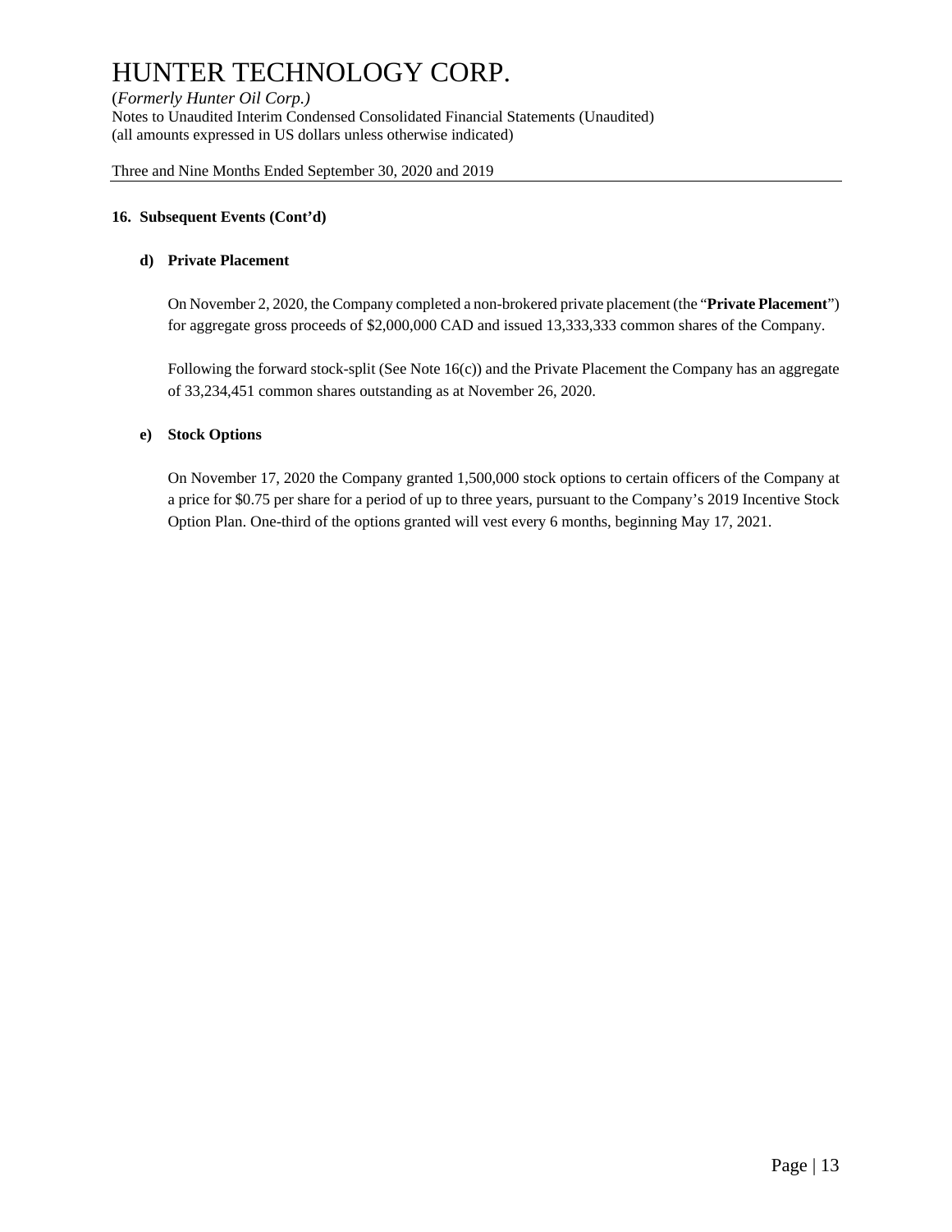### 16. Subsequent Events (Cont'd)

#### d) Private Placement

On November 2, 2020, the Company completed a non-brokered private placement (the "**Private Placement**") for aggregate gross proceeds of $2,000,000 CAD and issued 13,333,333 common shares of the Company.

Following the forward stock-split (See Note 16(c)) and the Private Placement the Company has an aggregate of 33,234,451 common shares outstanding as at November 26, 2020.

#### e) Stock Options

On November 17, 2020 the Company granted 1,500,000 stock options to certain officers of the Company at a price for $0.75 per share for a period of up to three years, pursuant to the Company's 2019 Incentive Stock Option Plan. One-third of the options granted will vest every 6 months, beginning May 17, 2021.